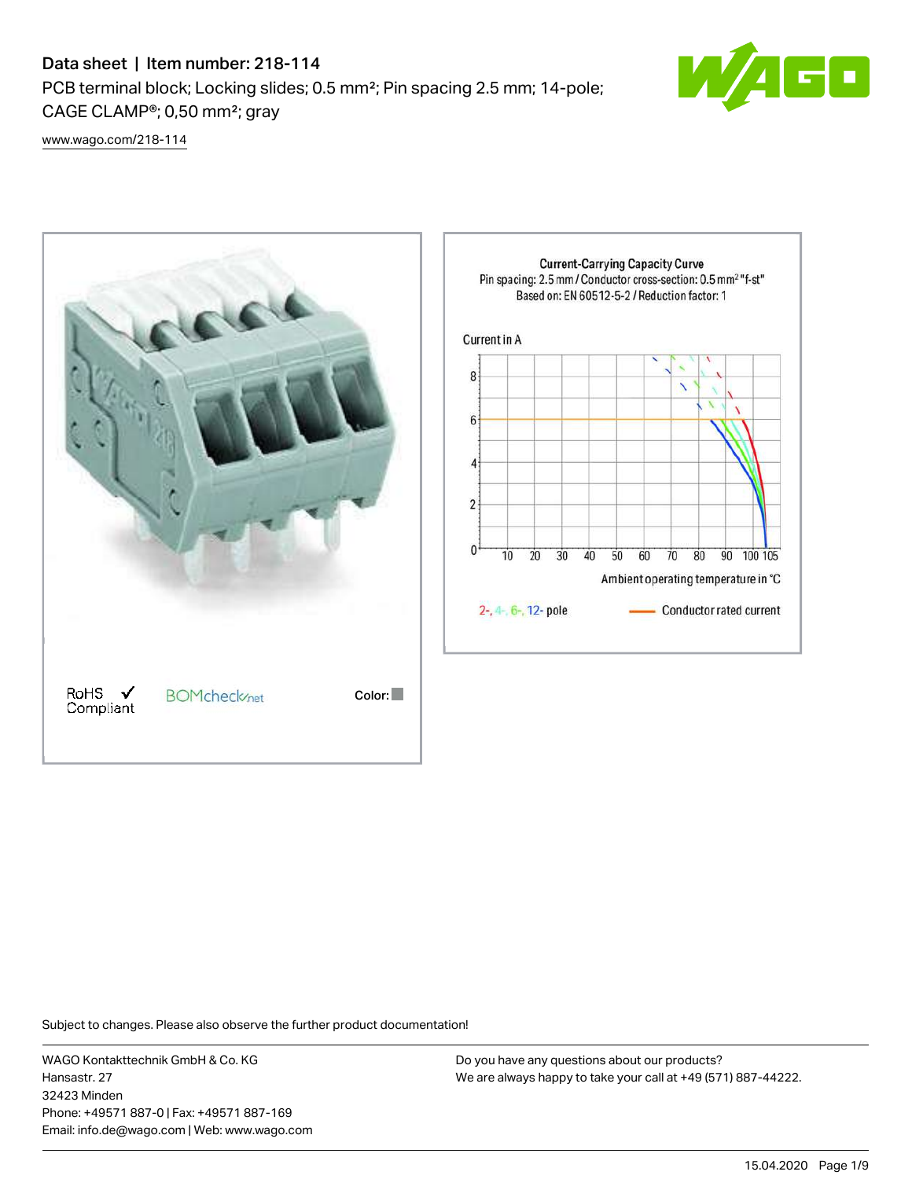# Data sheet | Item number: 218-114

PCB terminal block; Locking slides; 0.5 mm²; Pin spacing 2.5 mm; 14-pole; CAGE CLAMP®; 0,50 mm²; gray

www.wago.com/218-114

Current-Carrying Capacity Curve
Pin spacing: 2.5 mm / Conductor cross-section: 0.5 mm² "f-st"
Based on: EN 60512-5-2 / Reduction factor: 1

Current in A

Ambient operating temperature in °C

2-, 4-, 6-, 12- pole

Conductor rated current

RoHS Compliant

BOMcheck.net

Color:

Subject to changes. Please also observe the further product documentation!

WAGO Kontakttechnik GmbH & Co. KG
Hansastr. 27
32423 Minden
Phone: +49571 887-0 | Fax: +49571 887-169
Email: info.de@wago.com | Web: www.wago.com

Do you have any questions about our products?
We are always happy to take your call at +49 (571) 887-44222.

15.04.2020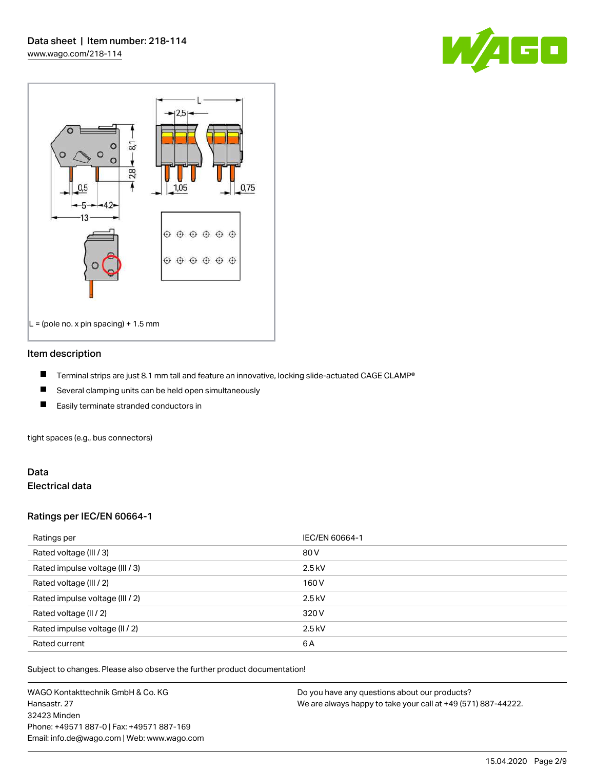L = (pole no. x pin spacing) + 1.5 mm

## Item description

- Terminal strips are just 8.1 mm tall and feature an innovative, locking slide-actuated CAGE CLAMP®
- Several clamping units can be held open simultaneously
- Easily terminate stranded conductors in

tight spaces (e.g., bus connectors)

## Data

### Electrical data

### Ratings per IEC/EN 60664-1

| Ratings per | IEC/EN 60664-1 |
| --- | --- |
| Rated voltage (III / 3) | 80 V |
| Rated impulse voltage (III / 3) | 2.5 kV |
| Rated voltage (III / 2) | 160 V |
| Rated impulse voltage (III / 2) | 2.5 kV |
| Rated voltage (II / 2) | 320 V |
| Rated impulse voltage (II / 2) | 2.5 kV |
| Rated current | 6 A |

Subject to changes. Please also observe the further product documentation!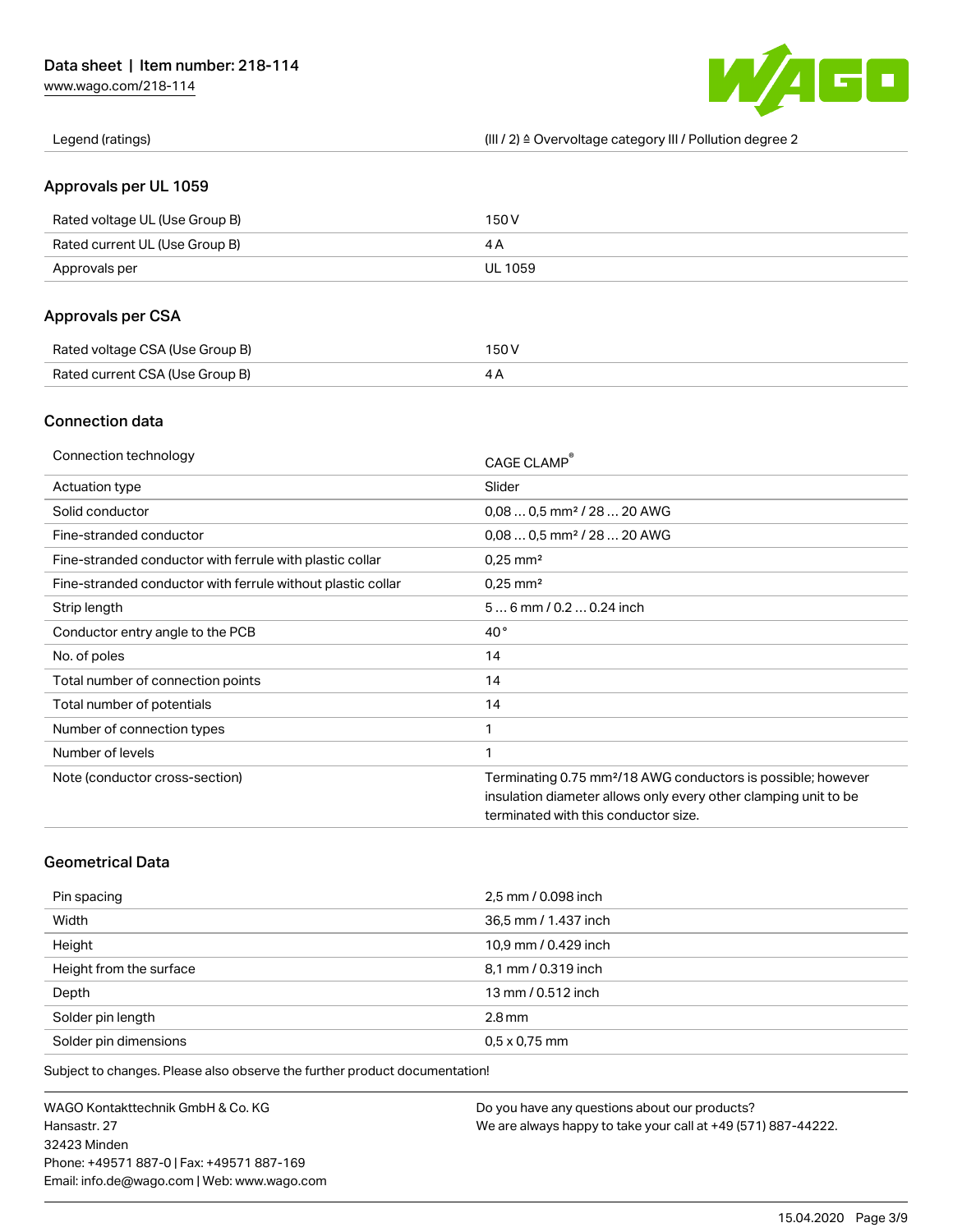| Legend (ratings) | (III / 2) ≙ Overvoltage category III / Pollution degree 2 |
| --- | --- |

## Approvals per UL 1059

| Rated voltage UL (Use Group B) | 150 V |
| --- | --- |
| Rated current UL (Use Group B) | 4 A |
| Approvals per | UL 1059 |

## Approvals per CSA

| Rated voltage CSA (Use Group B) | 150 V |
| --- | --- |
| Rated current CSA (Use Group B) | 4 A |

## Connection data

| Connection technology | CAGE CLAMP® |
| --- | --- |
| Actuation type | Slider |
| Solid conductor | 0,08 … 0,5 mm² / 28 … 20 AWG |
| Fine-stranded conductor | 0,08 … 0,5 mm² / 28 … 20 AWG |
| Fine-stranded conductor with ferrule with plastic collar | 0,25 mm² |
| Fine-stranded conductor with ferrule without plastic collar | 0,25 mm² |
| Strip length | 5 … 6 mm / 0.2 … 0.24 inch |
| Conductor entry angle to the PCB | 40 ° |
| No. of poles | 14 |
| Total number of connection points | 14 |
| Total number of potentials | 14 |
| Number of connection types | 1 |
| Number of levels | 1 |
| Note (conductor cross-section) | Terminating 0.75 mm²/18 AWG conductors is possible; however insulation diameter allows only every other clamping unit to be terminated with this conductor size. |

## Geometrical Data

| Pin spacing | 2,5 mm / 0.098 inch |
| --- | --- |
| Width | 36,5 mm / 1.437 inch |
| Height | 10,9 mm / 0.429 inch |
| Height from the surface | 8,1 mm / 0.319 inch |
| Depth | 13 mm / 0.512 inch |
| Solder pin length | 2.8 mm |
| Solder pin dimensions | 0,5 x 0,75 mm |

Subject to changes. Please also observe the further product documentation!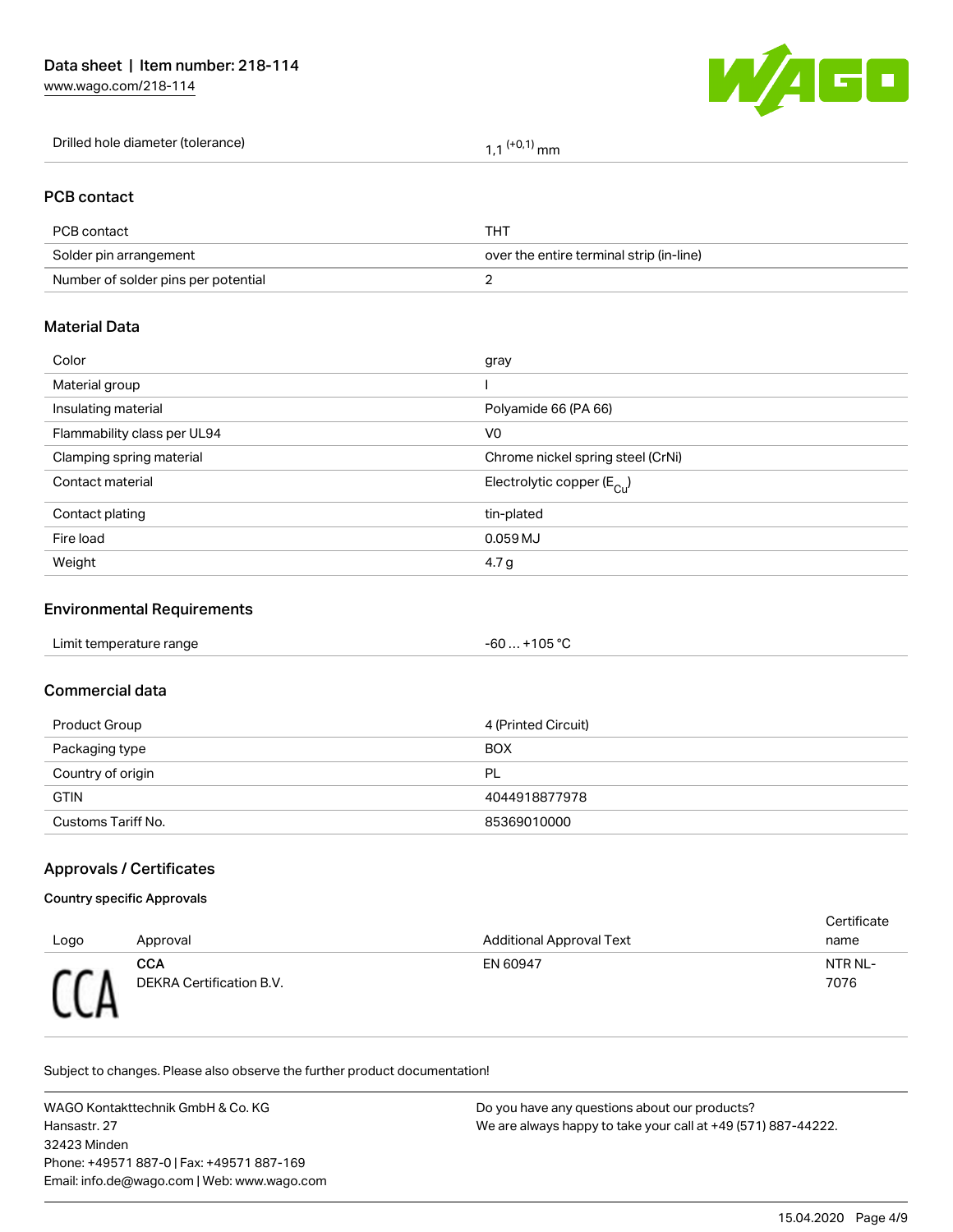| Drilled hole diameter (tolerance) | 1,1 $^{(+0,1)}$ mm |
| --- | --- |

## PCB contact

| PCB contact | THT |
| --- | --- |
| Solder pin arrangement | over the entire terminal strip (in-line) |
| Number of solder pins per potential | 2 |

## Material Data

| Color | gray |
| --- | --- |
| Material group | I |
| Insulating material | Polyamide 66 (PA 66) |
| Flammability class per UL94 | V0 |
| Clamping spring material | Chrome nickel spring steel (CrNi) |
| Contact material | Electrolytic copper ($E_{Cu}$) |
| Contact plating | tin-plated |
| Fire load | 0.059 MJ |
| Weight | 4.7 g |

## Environmental Requirements

| Limit temperature range | -60 … +105 °C |
| --- | --- |

## Commercial data

| Product Group | 4 (Printed Circuit) |
| --- | --- |
| Packaging type | BOX |
| Country of origin | PL |
| GTIN | 4044918877978 |
| Customs Tariff No. | 85369010000 |

## Approvals / Certificates

### Country specific Approvals

| Logo | Approval | Additional Approval Text | Certificate name |
| --- | --- | --- | --- |
| CCA | **CCA** DEKRA Certification B.V. | EN 60947 | NTR NL-7076 |

Subject to changes. Please also observe the further product documentation!

WAGO Kontakttechnik GmbH & Co. KG
Hansastr. 27
32423 Minden
Phone: +49571 887-0 | Fax: +49571 887-169
Email: info.de@wago.com | Web: www.wago.com

Do you have any questions about our products?
We are always happy to take your call at +49 (571) 887-44222.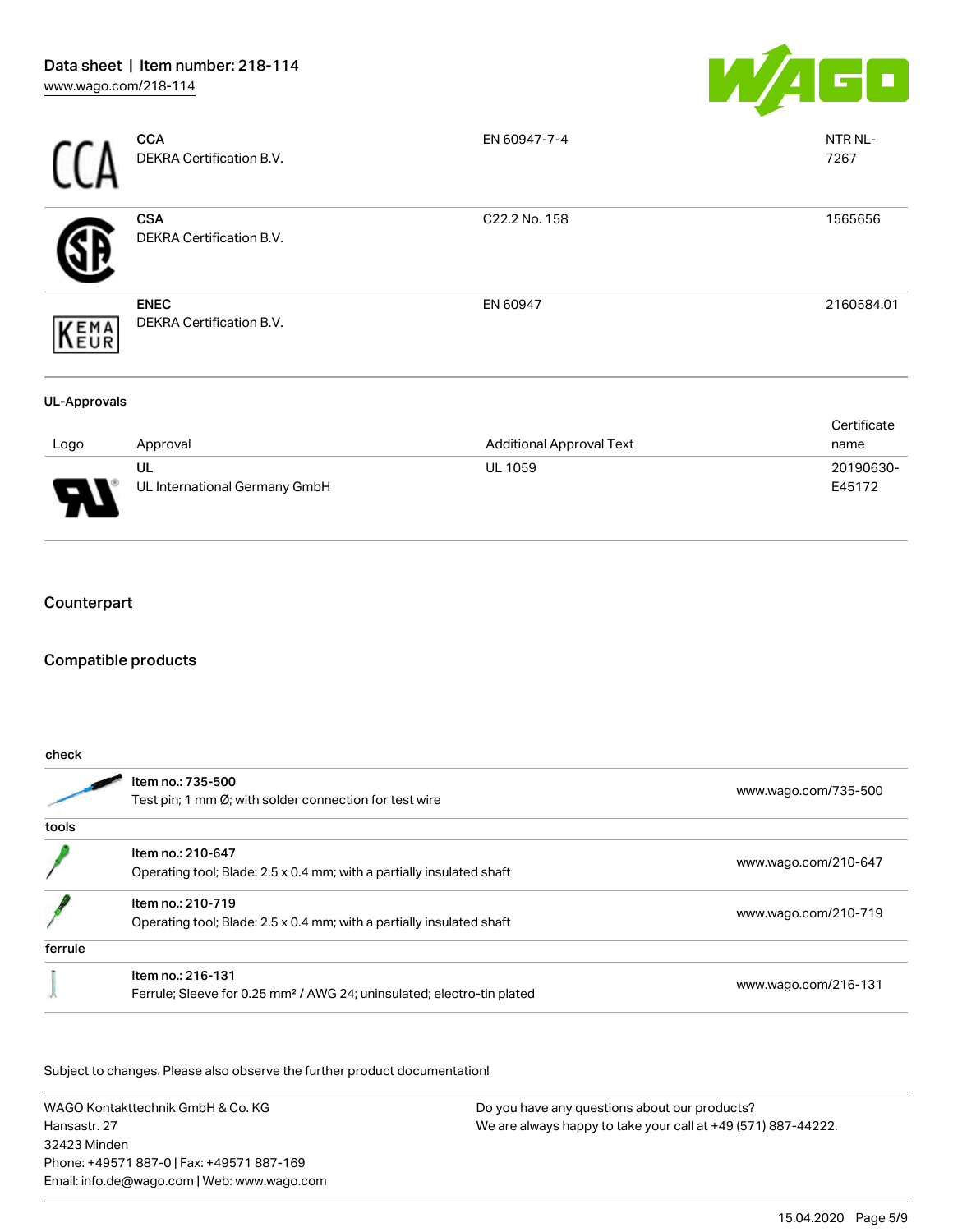| Logo | Approval | Additional Approval Text | Certificate name |
|---|---|---|---|
| CCA | **CCA**<br>DEKRA Certification B.V. | EN 60947-7-4 | NTR NL-7267 |
| | **CSA**<br>DEKRA Certification B.V. | C22.2 No. 158 | 1565656 |
| KEMA EUR | **ENEC**<br>DEKRA Certification B.V. | EN 60947 | 2160584.01 |

**UL-Approvals**

| Logo | Approval | Additional Approval Text | Certificate name |
|---|---|---|---|
| | **UL**<br>UL International Germany GmbH | UL 1059 | 20190630-E45172 |

## Counterpart

## Compatible products

| | | |
|---|---|---|
| **check** | | |
| | Item no.: 735-500<br>Test pin; 1 mm Ø; with solder connection for test wire | www.wago.com/735-500 |
| **tools** | | |
| | Item no.: 210-647<br>Operating tool; Blade: 2.5 x 0.4 mm; with a partially insulated shaft | www.wago.com/210-647 |
| | Item no.: 210-719<br>Operating tool; Blade: 2.5 x 0.4 mm; with a partially insulated shaft | www.wago.com/210-719 |
| **ferrule** | | |
| | Item no.: 216-131<br>Ferrule; Sleeve for 0.25 mm² / AWG 24; uninsulated; electro-tin plated | www.wago.com/216-131 |

Subject to changes. Please also observe the further product documentation!

WAGO Kontakttechnik GmbH & Co. KG
Hansastr. 27
32423 Minden
Phone: +49571 887-0 | Fax: +49571 887-169
Email: info.de@wago.com | Web: www.wago.com

Do you have any questions about our products?
We are always happy to take your call at +49 (571) 887-44222.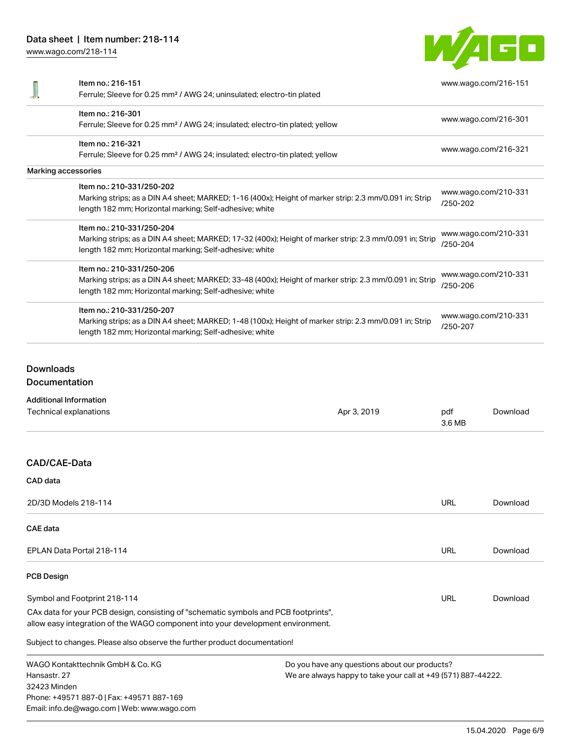| | | |
|---|---|---|
| | Item no.: 216-151<br>Ferrule; Sleeve for 0.25 mm² / AWG 24; uninsulated; electro-tin plated | www.wago.com/216-151 |
| | Item no.: 216-301<br>Ferrule; Sleeve for 0.25 mm² / AWG 24; insulated; electro-tin plated; yellow | www.wago.com/216-301 |
| | Item no.: 216-321<br>Ferrule; Sleeve for 0.25 mm² / AWG 24; insulated; electro-tin plated; yellow | www.wago.com/216-321 |
| **Marking accessories** | | |
| | Item no.: 210-331/250-202<br>Marking strips; as a DIN A4 sheet; MARKED; 1-16 (400x); Height of marker strip: 2.3 mm/0.091 in; Strip length 182 mm; Horizontal marking; Self-adhesive; white | www.wago.com/210-331/250-202 |
| | Item no.: 210-331/250-204<br>Marking strips; as a DIN A4 sheet; MARKED; 17-32 (400x); Height of marker strip: 2.3 mm/0.091 in; Strip length 182 mm; Horizontal marking; Self-adhesive; white | www.wago.com/210-331/250-204 |
| | Item no.: 210-331/250-206<br>Marking strips; as a DIN A4 sheet; MARKED; 33-48 (400x); Height of marker strip: 2.3 mm/0.091 in; Strip length 182 mm; Horizontal marking; Self-adhesive; white | www.wago.com/210-331/250-206 |
| | Item no.: 210-331/250-207<br>Marking strips; as a DIN A4 sheet; MARKED; 1-48 (100x); Height of marker strip: 2.3 mm/0.091 in; Strip length 182 mm; Horizontal marking; Self-adhesive; white | www.wago.com/210-331/250-207 |

## Downloads

### Documentation

**Additional Information**

| | | | |
|---|---|---|---|
| Technical explanations | Apr 3, 2019 | pdf 3.6 MB | Download |

## CAD/CAE-Data

**CAD data**

| | | |
|---|---|---|
| 2D/3D Models 218-114 | URL | Download |

**CAE data**

| | | |
|---|---|---|
| EPLAN Data Portal 218-114 | URL | Download |

**PCB Design**

| | | |
|---|---|---|
| Symbol and Footprint 218-114 | URL | Download |

CAx data for your PCB design, consisting of "schematic symbols and PCB footprints", allow easy integration of the WAGO component into your development environment.

Subject to changes. Please also observe the further product documentation!

WAGO Kontakttechnik GmbH & Co. KG
Hansastr. 27
32423 Minden
Phone: +49571 887-0 | Fax: +49571 887-169
Email: info.de@wago.com | Web: www.wago.com

Do you have any questions about our products?
We are always happy to take your call at +49 (571) 887-44222.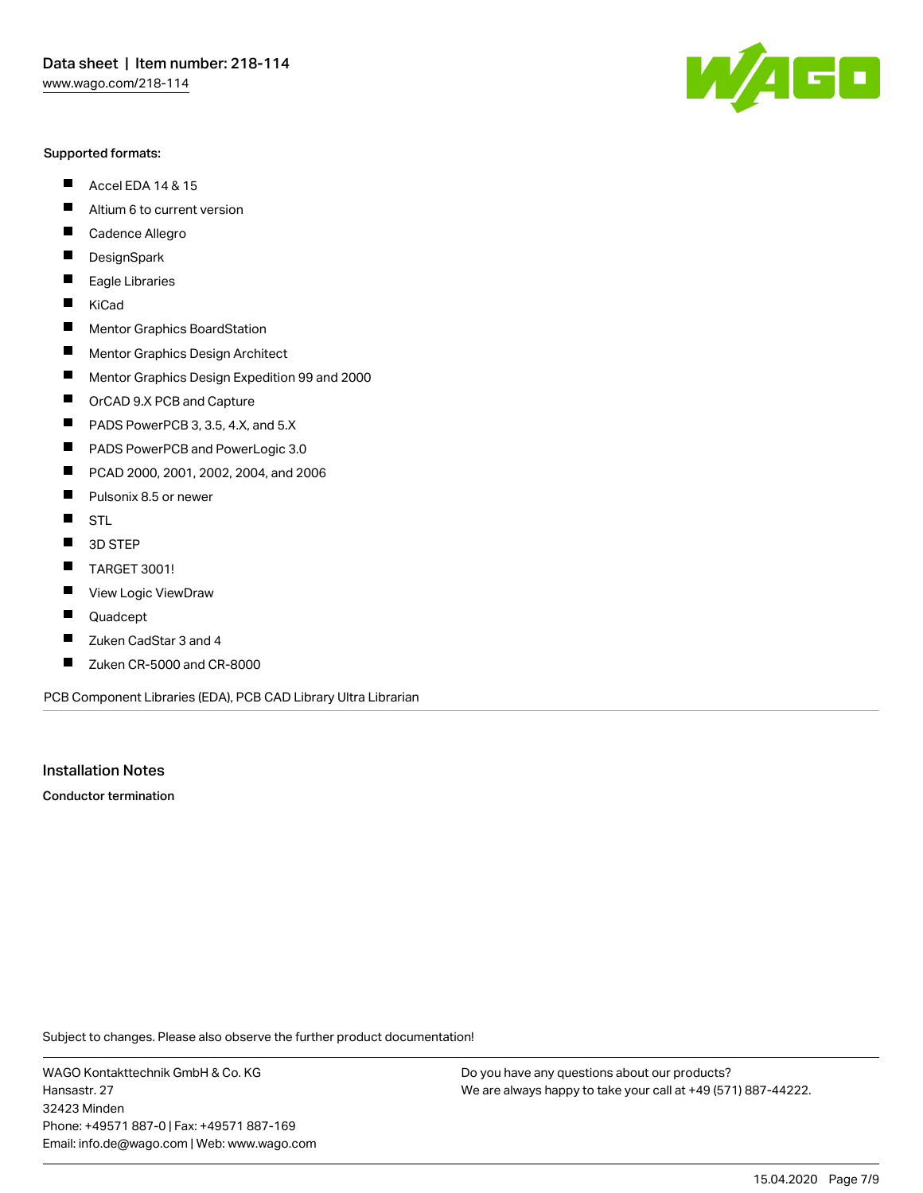Supported formats:

- Accel EDA 14 & 15
- Altium 6 to current version
- Cadence Allegro
- DesignSpark
- Eagle Libraries
- KiCad
- Mentor Graphics BoardStation
- Mentor Graphics Design Architect
- Mentor Graphics Design Expedition 99 and 2000
- OrCAD 9.X PCB and Capture
- PADS PowerPCB 3, 3.5, 4.X, and 5.X
- PADS PowerPCB and PowerLogic 3.0
- PCAD 2000, 2001, 2002, 2004, and 2006
- Pulsonix 8.5 or newer
- STL
- 3D STEP
- TARGET 3001!
- View Logic ViewDraw
- Quadcept
- Zuken CadStar 3 and 4
- Zuken CR-5000 and CR-8000

PCB Component Libraries (EDA), PCB CAD Library Ultra Librarian

## Installation Notes

**Conductor termination**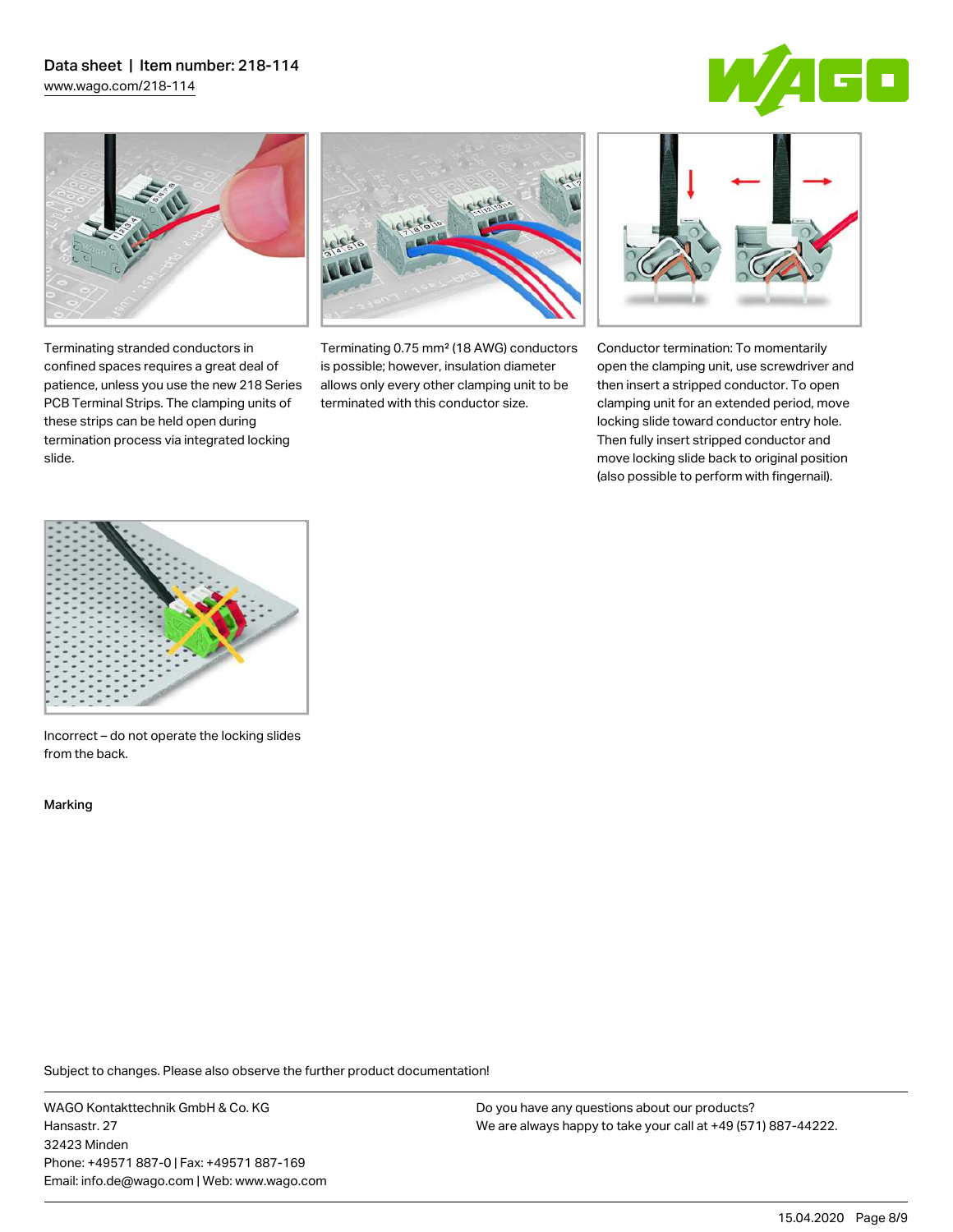Terminating stranded conductors in confined spaces requires a great deal of patience, unless you use the new 218 Series PCB Terminal Strips. The clamping units of these strips can be held open during termination process via integrated locking slide.

Terminating 0.75 mm² (18 AWG) conductors is possible; however, insulation diameter allows only every other clamping unit to be terminated with this conductor size.

Conductor termination: To momentarily open the clamping unit, use screwdriver and then insert a stripped conductor. To open clamping unit for an extended period, move locking slide toward conductor entry hole. Then fully insert stripped conductor and move locking slide back to original position (also possible to perform with fingernail).

Incorrect – do not operate the locking slides from the back.

Marking

Subject to changes. Please also observe the further product documentation!

WAGO Kontakttechnik GmbH & Co. KG
Hansastr. 27
32423 Minden
Phone: +49571 887-0 | Fax: +49571 887-169
Email: info.de@wago.com | Web: www.wago.com

Do you have any questions about our products?
We are always happy to take your call at +49 (571) 887-44222.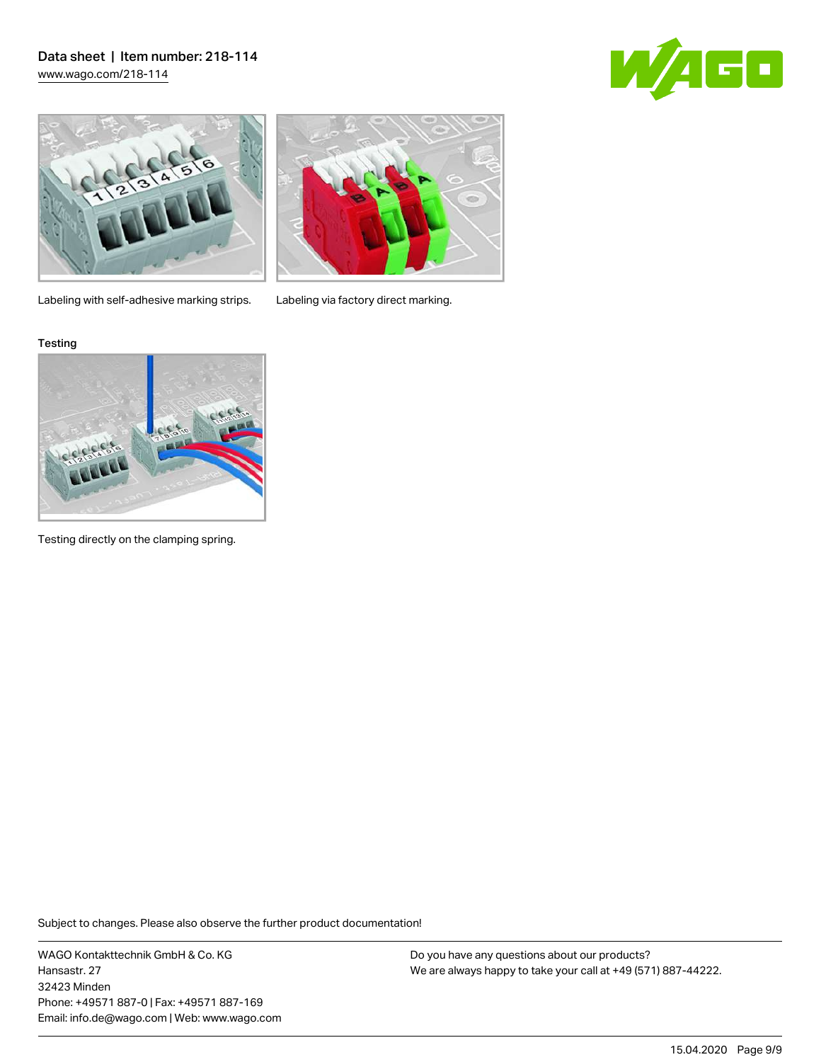Labeling with self-adhesive marking strips.

Labeling via factory direct marking.

### Testing

Testing directly on the clamping spring.

Subject to changes. Please also observe the further product documentation!

WAGO Kontakttechnik GmbH & Co. KG
Hansastr. 27
32423 Minden
Phone: +49571 887-0 | Fax: +49571 887-169
Email: info.de@wago.com | Web: www.wago.com

Do you have any questions about our products?
We are always happy to take your call at +49 (571) 887-44222.